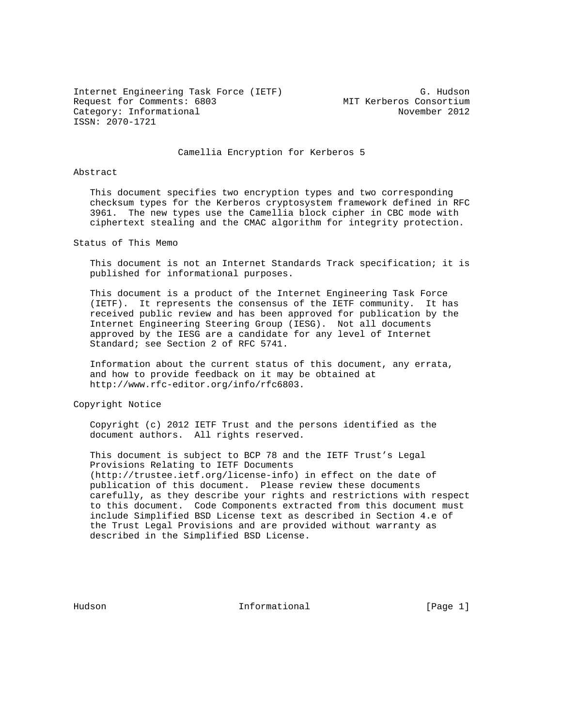Internet Engineering Task Force (IETF) G. Hudson
Request for Comments: 6803 MIT Kerberos Consortium
Category: Informational November 2012
ISSN: 2070-1721

# Camellia Encryption for Kerberos 5

## Abstract

This document specifies two encryption types and two corresponding checksum types for the Kerberos cryptosystem framework defined in RFC 3961. The new types use the Camellia block cipher in CBC mode with ciphertext stealing and the CMAC algorithm for integrity protection.

## Status of This Memo

This document is not an Internet Standards Track specification; it is published for informational purposes.

This document is a product of the Internet Engineering Task Force (IETF). It represents the consensus of the IETF community. It has received public review and has been approved for publication by the Internet Engineering Steering Group (IESG). Not all documents approved by the IESG are a candidate for any level of Internet Standard; see Section 2 of RFC 5741.

Information about the current status of this document, any errata, and how to provide feedback on it may be obtained at http://www.rfc-editor.org/info/rfc6803.

## Copyright Notice

Copyright (c) 2012 IETF Trust and the persons identified as the document authors. All rights reserved.

This document is subject to BCP 78 and the IETF Trust's Legal Provisions Relating to IETF Documents (http://trustee.ietf.org/license-info) in effect on the date of publication of this document. Please review these documents carefully, as they describe your rights and restrictions with respect to this document. Code Components extracted from this document must include Simplified BSD License text as described in Section 4.e of the Trust Legal Provisions and are provided without warranty as described in the Simplified BSD License.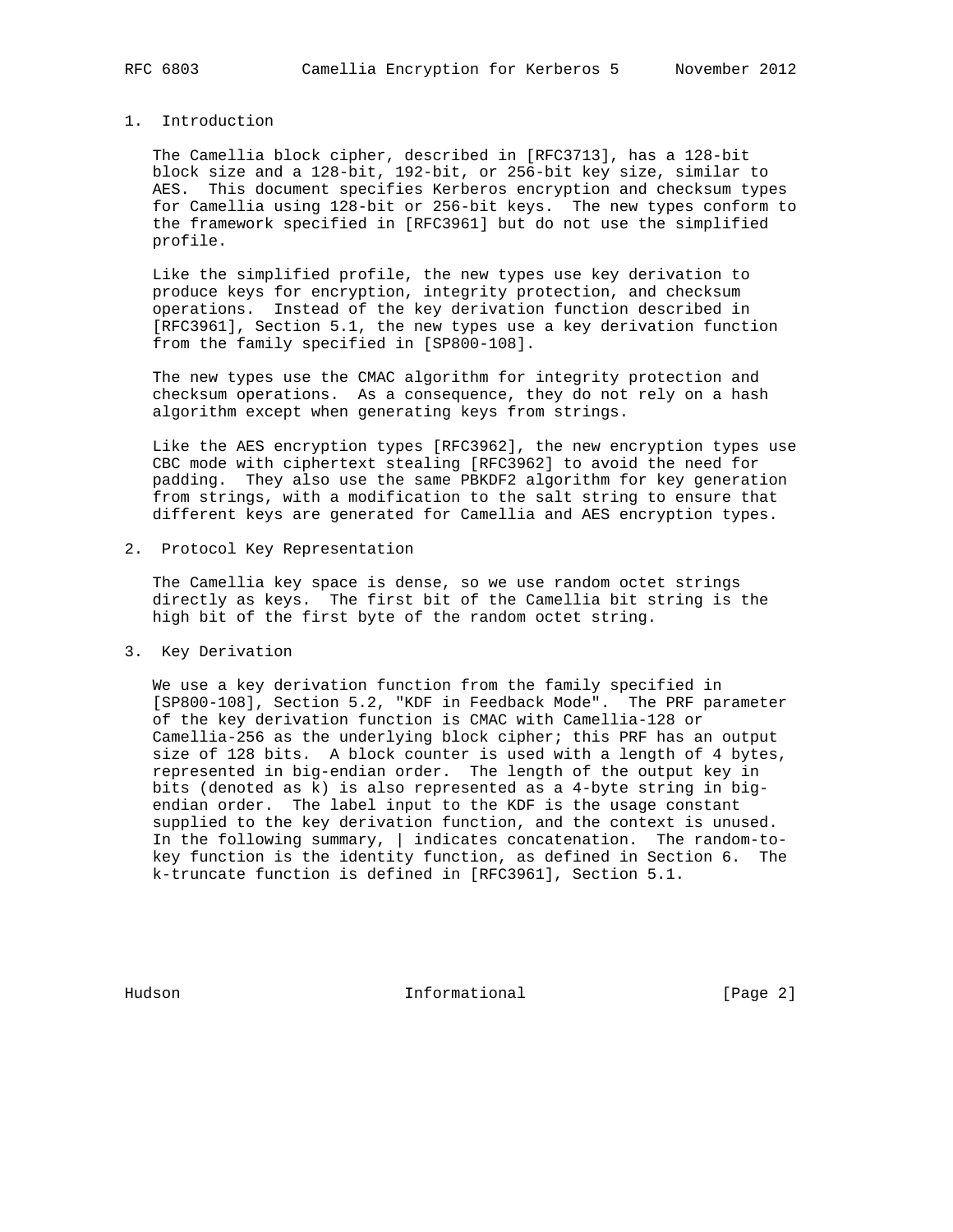## 1. Introduction

The Camellia block cipher, described in [RFC3713], has a 128-bit block size and a 128-bit, 192-bit, or 256-bit key size, similar to AES. This document specifies Kerberos encryption and checksum types for Camellia using 128-bit or 256-bit keys. The new types conform to the framework specified in [RFC3961] but do not use the simplified profile.

Like the simplified profile, the new types use key derivation to produce keys for encryption, integrity protection, and checksum operations. Instead of the key derivation function described in [RFC3961], Section 5.1, the new types use a key derivation function from the family specified in [SP800-108].

The new types use the CMAC algorithm for integrity protection and checksum operations. As a consequence, they do not rely on a hash algorithm except when generating keys from strings.

Like the AES encryption types [RFC3962], the new encryption types use CBC mode with ciphertext stealing [RFC3962] to avoid the need for padding. They also use the same PBKDF2 algorithm for key generation from strings, with a modification to the salt string to ensure that different keys are generated for Camellia and AES encryption types.

## 2. Protocol Key Representation

The Camellia key space is dense, so we use random octet strings directly as keys. The first bit of the Camellia bit string is the high bit of the first byte of the random octet string.

## 3. Key Derivation

We use a key derivation function from the family specified in [SP800-108], Section 5.2, "KDF in Feedback Mode". The PRF parameter of the key derivation function is CMAC with Camellia-128 or Camellia-256 as the underlying block cipher; this PRF has an output size of 128 bits. A block counter is used with a length of 4 bytes, represented in big-endian order. The length of the output key in bits (denoted as k) is also represented as a 4-byte string in big-endian order. The label input to the KDF is the usage constant supplied to the key derivation function, and the context is unused. In the following summary, | indicates concatenation. The random-to-key function is the identity function, as defined in Section 6. The k-truncate function is defined in [RFC3961], Section 5.1.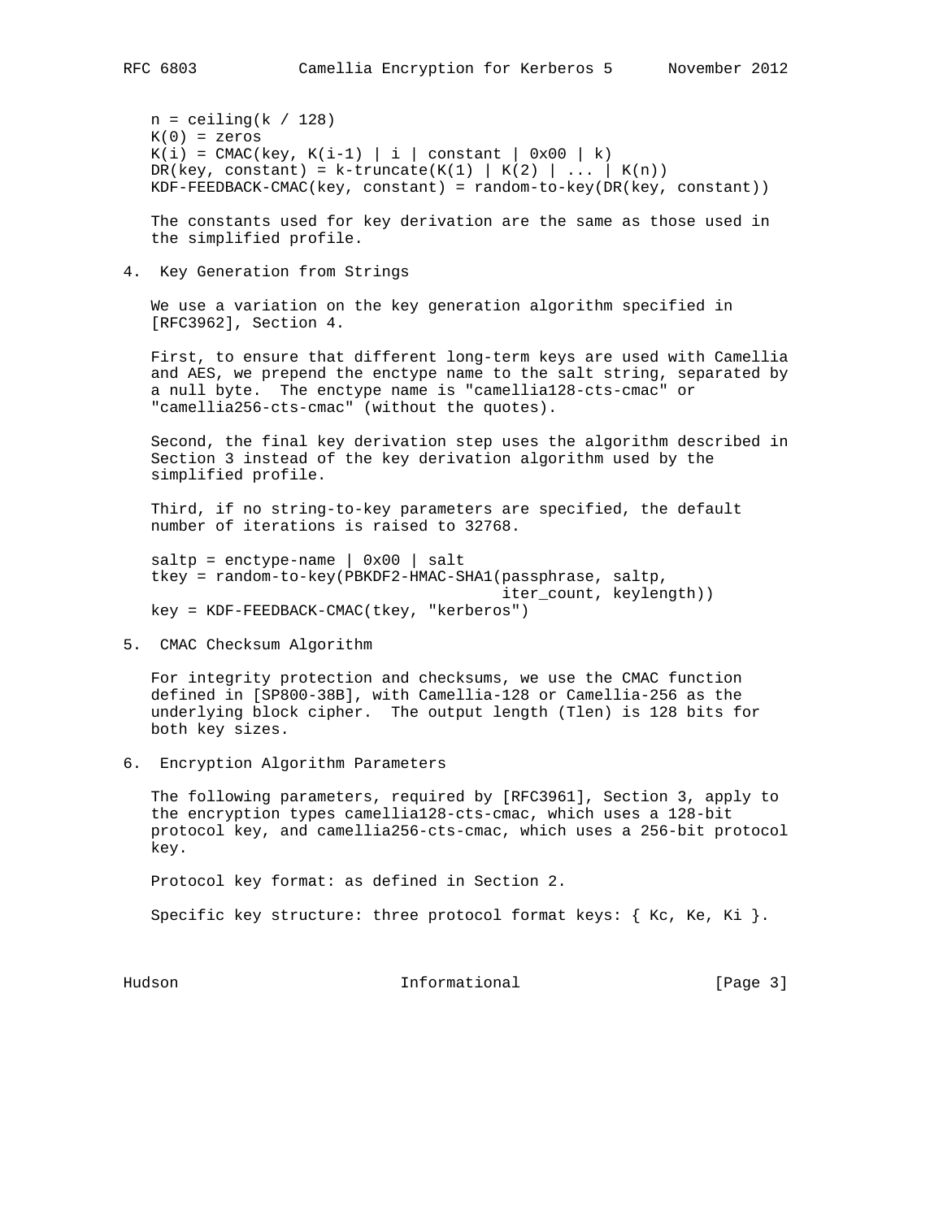```
n = ceiling(k / 128)
K(0) = zeros
K(i) = CMAC(key, K(i-1) | i | constant | 0x00 | k)
DR(key, constant) = k-truncate(K(1) | K(2) | ... | K(n))
KDF-FEEDBACK-CMAC(key, constant) = random-to-key(DR(key, constant))
```

The constants used for key derivation are the same as those used in the simplified profile.

## 4. Key Generation from Strings

We use a variation on the key generation algorithm specified in [RFC3962], Section 4.

First, to ensure that different long-term keys are used with Camellia and AES, we prepend the enctype name to the salt string, separated by a null byte. The enctype name is "camellia128-cts-cmac" or "camellia256-cts-cmac" (without the quotes).

Second, the final key derivation step uses the algorithm described in Section 3 instead of the key derivation algorithm used by the simplified profile.

Third, if no string-to-key parameters are specified, the default number of iterations is raised to 32768.

```
saltp = enctype-name | 0x00 | salt
tkey = random-to-key(PBKDF2-HMAC-SHA1(passphrase, saltp,
                                      iter_count, keylength))
key = KDF-FEEDBACK-CMAC(tkey, "kerberos")
```

## 5. CMAC Checksum Algorithm

For integrity protection and checksums, we use the CMAC function defined in [SP800-38B], with Camellia-128 or Camellia-256 as the underlying block cipher. The output length (Tlen) is 128 bits for both key sizes.

## 6. Encryption Algorithm Parameters

The following parameters, required by [RFC3961], Section 3, apply to the encryption types camellia128-cts-cmac, which uses a 128-bit protocol key, and camellia256-cts-cmac, which uses a 256-bit protocol key.

Protocol key format: as defined in Section 2.

Specific key structure: three protocol format keys: { Kc, Ke, Ki }.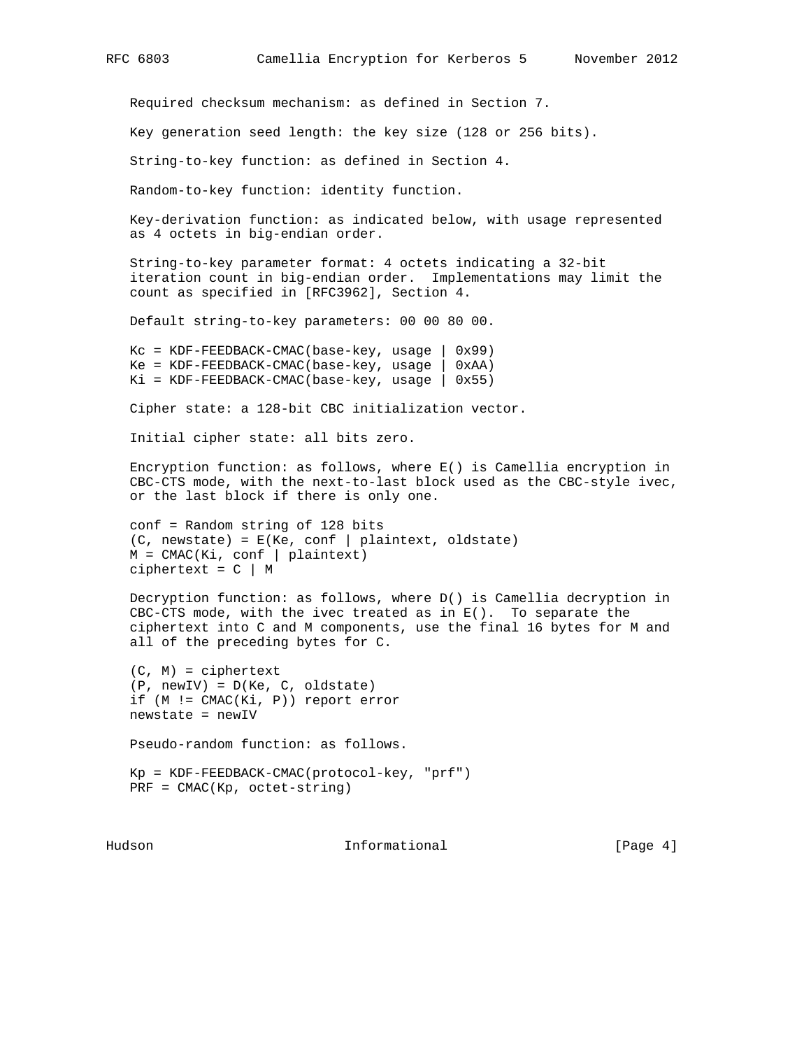Required checksum mechanism: as defined in Section 7.

Key generation seed length: the key size (128 or 256 bits).

String-to-key function: as defined in Section 4.

Random-to-key function: identity function.

Key-derivation function: as indicated below, with usage represented as 4 octets in big-endian order.

String-to-key parameter format: 4 octets indicating a 32-bit iteration count in big-endian order. Implementations may limit the count as specified in [RFC3962], Section 4.

Default string-to-key parameters: 00 00 80 00.

```
Kc = KDF-FEEDBACK-CMAC(base-key, usage | 0x99)
Ke = KDF-FEEDBACK-CMAC(base-key, usage | 0xAA)
Ki = KDF-FEEDBACK-CMAC(base-key, usage | 0x55)
```

Cipher state: a 128-bit CBC initialization vector.

Initial cipher state: all bits zero.

Encryption function: as follows, where E() is Camellia encryption in CBC-CTS mode, with the next-to-last block used as the CBC-style ivec, or the last block if there is only one.

```
conf = Random string of 128 bits
(C, newstate) = E(Ke, conf | plaintext, oldstate)
M = CMAC(Ki, conf | plaintext)
ciphertext = C | M
```

Decryption function: as follows, where D() is Camellia decryption in CBC-CTS mode, with the ivec treated as in E(). To separate the ciphertext into C and M components, use the final 16 bytes for M and all of the preceding bytes for C.

```
(C, M) = ciphertext
(P, newIV) = D(Ke, C, oldstate)
if (M != CMAC(Ki, P)) report error
newstate = newIV
```

Pseudo-random function: as follows.

```
Kp = KDF-FEEDBACK-CMAC(protocol-key, "prf")
PRF = CMAC(Kp, octet-string)
```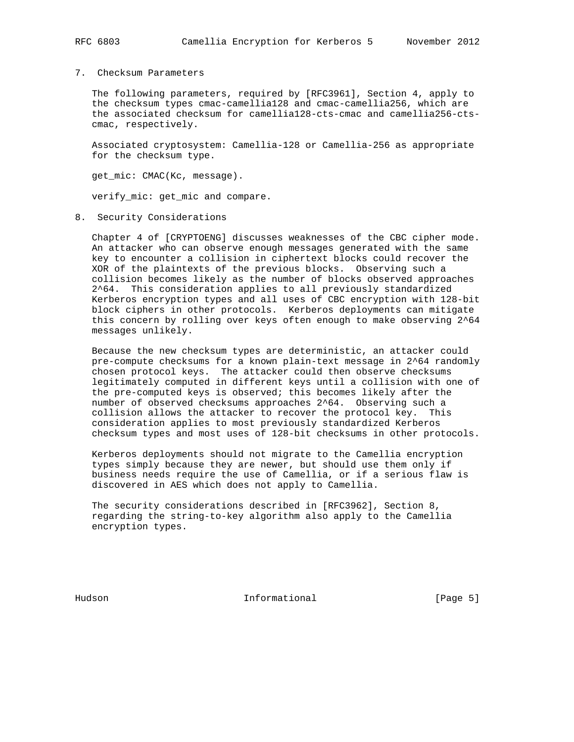## 7. Checksum Parameters

The following parameters, required by [RFC3961], Section 4, apply to the checksum types cmac-camellia128 and cmac-camellia256, which are the associated checksum for camellia128-cts-cmac and camellia256-cts-cmac, respectively.

Associated cryptosystem: Camellia-128 or Camellia-256 as appropriate for the checksum type.

get_mic: CMAC(Kc, message).

verify_mic: get_mic and compare.

## 8. Security Considerations

Chapter 4 of [CRYPTOENG] discusses weaknesses of the CBC cipher mode. An attacker who can observe enough messages generated with the same key to encounter a collision in ciphertext blocks could recover the XOR of the plaintexts of the previous blocks. Observing such a collision becomes likely as the number of blocks observed approaches $2^{64}$. This consideration applies to all previously standardized Kerberos encryption types and all uses of CBC encryption with 128-bit block ciphers in other protocols. Kerberos deployments can mitigate this concern by rolling over keys often enough to make observing $2^{64}$ messages unlikely.

Because the new checksum types are deterministic, an attacker could pre-compute checksums for a known plain-text message in $2^{64}$ randomly chosen protocol keys. The attacker could then observe checksums legitimately computed in different keys until a collision with one of the pre-computed keys is observed; this becomes likely after the number of observed checksums approaches $2^{64}$. Observing such a collision allows the attacker to recover the protocol key. This consideration applies to most previously standardized Kerberos checksum types and most uses of 128-bit checksums in other protocols.

Kerberos deployments should not migrate to the Camellia encryption types simply because they are newer, but should use them only if business needs require the use of Camellia, or if a serious flaw is discovered in AES which does not apply to Camellia.

The security considerations described in [RFC3962], Section 8, regarding the string-to-key algorithm also apply to the Camellia encryption types.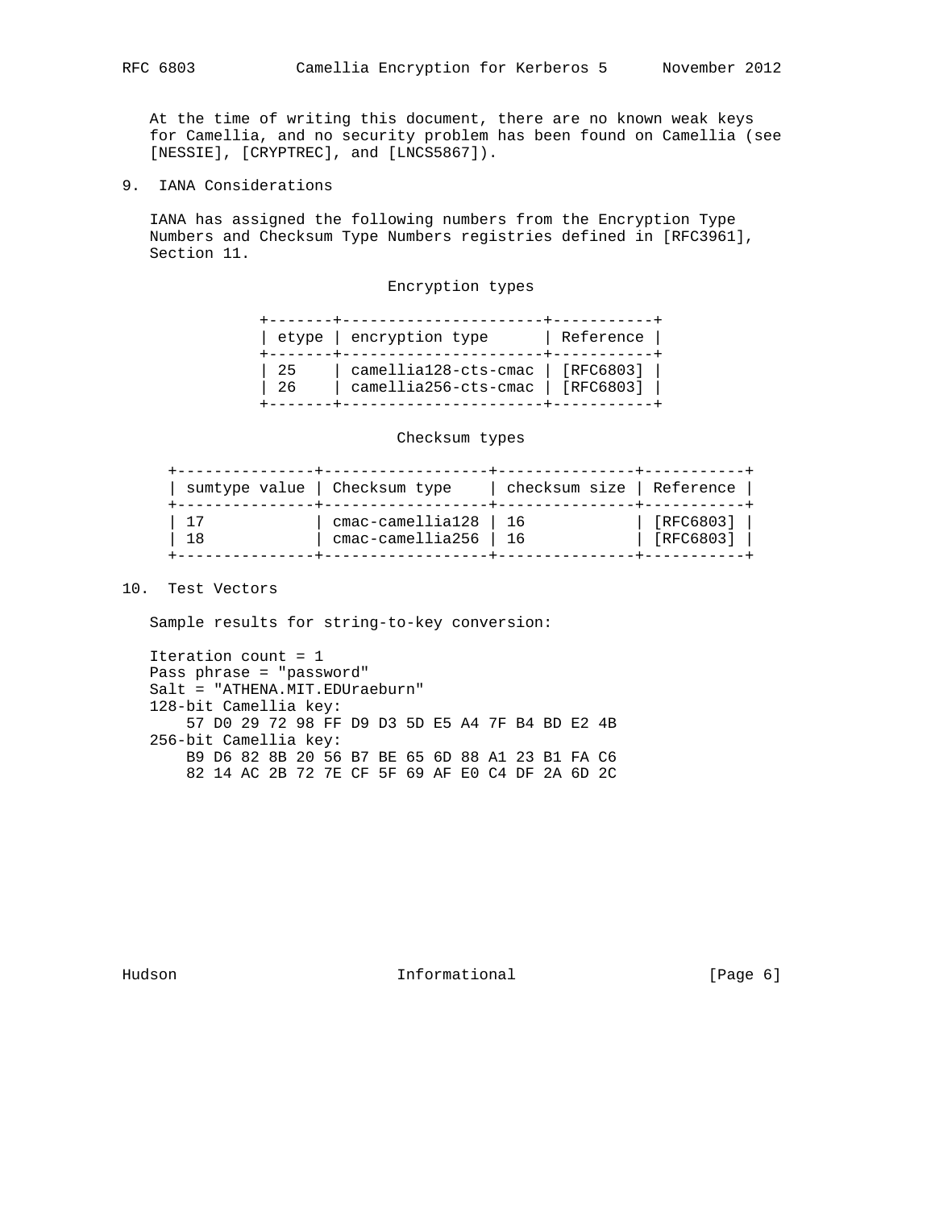At the time of writing this document, there are no known weak keys for Camellia, and no security problem has been found on Camellia (see [NESSIE], [CRYPTREC], and [LNCS5867]).

## 9. IANA Considerations

IANA has assigned the following numbers from the Encryption Type Numbers and Checksum Type Numbers registries defined in [RFC3961], Section 11.

Encryption types

| etype | encryption type | Reference |
|---|---|---|
| 25 | camellia128-cts-cmac | [RFC6803] |
| 26 | camellia256-cts-cmac | [RFC6803] |

Checksum types

| sumtype value | Checksum type | checksum size | Reference |
|---|---|---|---|
| 17 | cmac-camellia128 | 16 | [RFC6803] |
| 18 | cmac-camellia256 | 16 | [RFC6803] |

## 10. Test Vectors

Sample results for string-to-key conversion:

```
Iteration count = 1
Pass phrase = "password"
Salt = "ATHENA.MIT.EDUraeburn"
128-bit Camellia key:
    57 D0 29 72 98 FF D9 D3 5D E5 A4 7F B4 BD E2 4B
256-bit Camellia key:
    B9 D6 82 8B 20 56 B7 BE 65 6D 88 A1 23 B1 FA C6
    82 14 AC 2B 72 7E CF 5F 69 AF E0 C4 DF 2A 6D 2C
```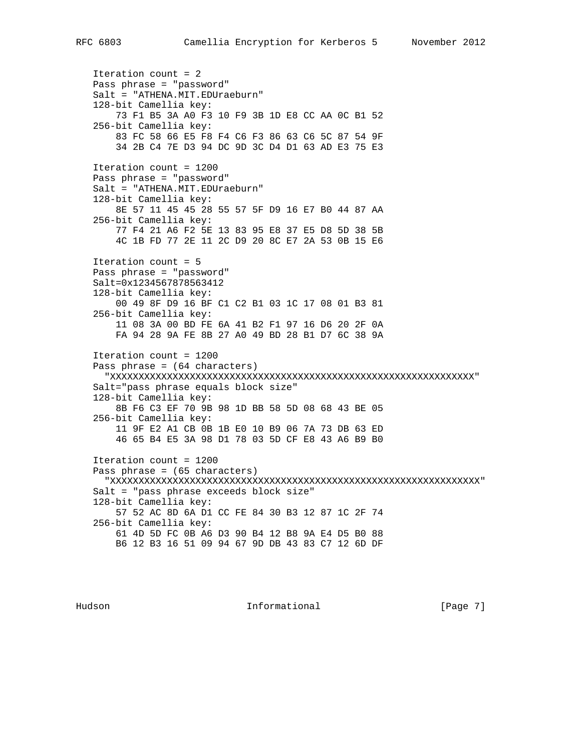```
   Iteration count = 2
   Pass phrase = "password"
   Salt = "ATHENA.MIT.EDUraeburn"
   128-bit Camellia key:
       73 F1 B5 3A A0 F3 10 F9 3B 1D E8 CC AA 0C B1 52
   256-bit Camellia key:
       83 FC 58 66 E5 F8 F4 C6 F3 86 63 C6 5C 87 54 9F
       34 2B C4 7E D3 94 DC 9D 3C D4 D1 63 AD E3 75 E3

   Iteration count = 1200
   Pass phrase = "password"
   Salt = "ATHENA.MIT.EDUraeburn"
   128-bit Camellia key:
       8E 57 11 45 45 28 55 57 5F D9 16 E7 B0 44 87 AA
   256-bit Camellia key:
       77 F4 21 A6 F2 5E 13 83 95 E8 37 E5 D8 5D 38 5B
       4C 1B FD 77 2E 11 2C D9 20 8C E7 2A 53 0B 15 E6

   Iteration count = 5
   Pass phrase = "password"
   Salt=0x1234567878563412
   128-bit Camellia key:
       00 49 8F D9 16 BF C1 C2 B1 03 1C 17 08 01 B3 81
   256-bit Camellia key:
       11 08 3A 00 BD FE 6A 41 B2 F1 97 16 D6 20 2F 0A
       FA 94 28 9A FE 8B 27 A0 49 BD 28 B1 D7 6C 38 9A

   Iteration count = 1200
   Pass phrase = (64 characters)
     "XXXXXXXXXXXXXXXXXXXXXXXXXXXXXXXXXXXXXXXXXXXXXXXXXXXXXXXXXXXXXXXX"
   Salt="pass phrase equals block size"
   128-bit Camellia key:
       8B F6 C3 EF 70 9B 98 1D BB 58 5D 08 68 43 BE 05
   256-bit Camellia key:
       11 9F E2 A1 CB 0B 1B E0 10 B9 06 7A 73 DB 63 ED
       46 65 B4 E5 3A 98 D1 78 03 5D CF E8 43 A6 B9 B0

   Iteration count = 1200
   Pass phrase = (65 characters)
     "XXXXXXXXXXXXXXXXXXXXXXXXXXXXXXXXXXXXXXXXXXXXXXXXXXXXXXXXXXXXXXXXX"
   Salt = "pass phrase exceeds block size"
   128-bit Camellia key:
       57 52 AC 8D 6A D1 CC FE 84 30 B3 12 87 1C 2F 74
   256-bit Camellia key:
       61 4D 5D FC 0B A6 D3 90 B4 12 B8 9A E4 D5 B0 88
       B6 12 B3 16 51 09 94 67 9D DB 43 83 C7 12 6D DF
```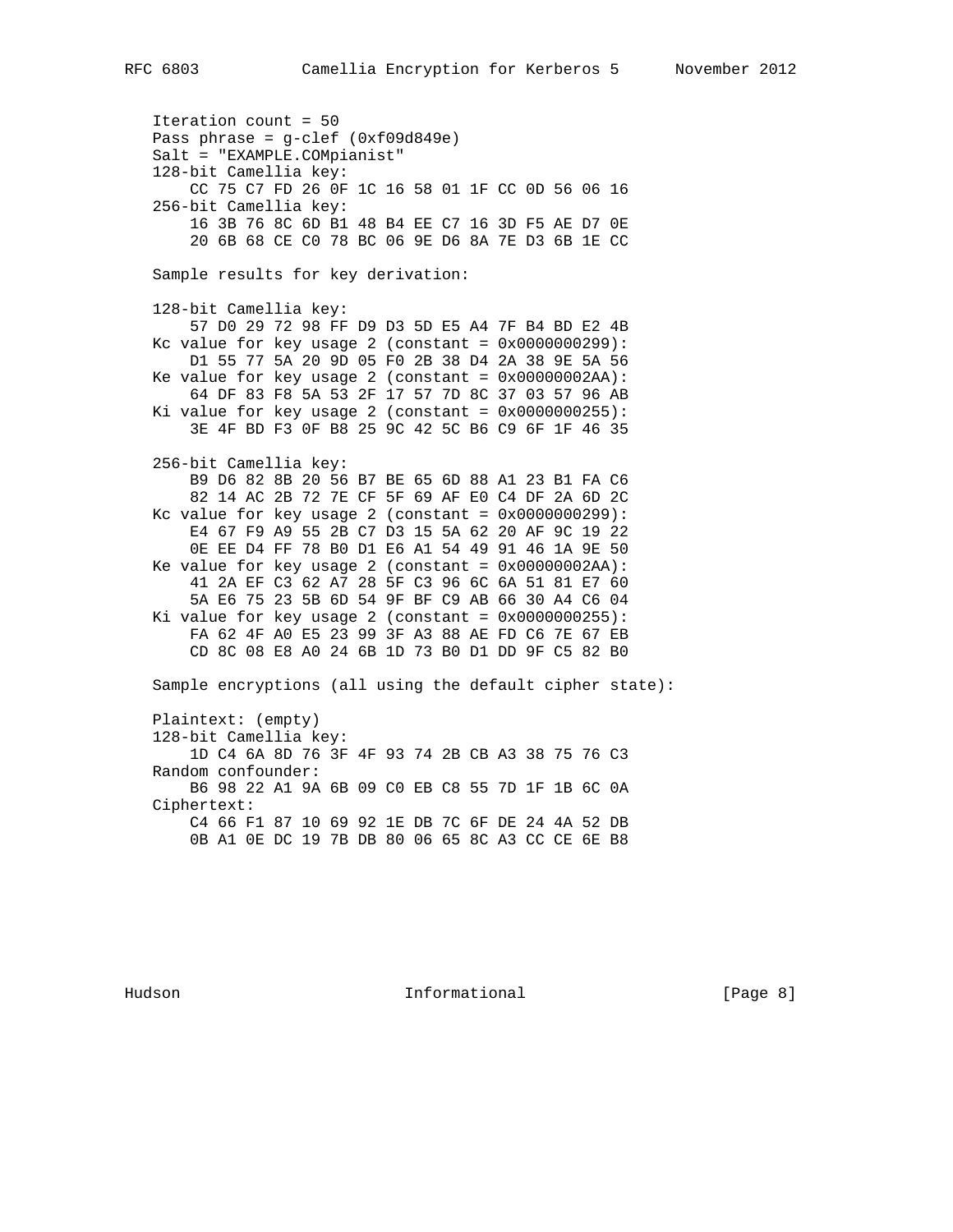```
   Iteration count = 50
   Pass phrase = g-clef (0xf09d849e)
   Salt = "EXAMPLE.COMpianist"
   128-bit Camellia key:
       CC 75 C7 FD 26 0F 1C 16 58 01 1F CC 0D 56 06 16
   256-bit Camellia key:
       16 3B 76 8C 6D B1 48 B4 EE C7 16 3D F5 AE D7 0E
       20 6B 68 CE C0 78 BC 06 9E D6 8A 7E D3 6B 1E CC

   Sample results for key derivation:

   128-bit Camellia key:
       57 D0 29 72 98 FF D9 D3 5D E5 A4 7F B4 BD E2 4B
   Kc value for key usage 2 (constant = 0x0000000299):
       D1 55 77 5A 20 9D 05 F0 2B 38 D4 2A 38 9E 5A 56
   Ke value for key usage 2 (constant = 0x00000002AA):
       64 DF 83 F8 5A 53 2F 17 57 7D 8C 37 03 57 96 AB
   Ki value for key usage 2 (constant = 0x0000000255):
       3E 4F BD F3 0F B8 25 9C 42 5C B6 C9 6F 1F 46 35

   256-bit Camellia key:
       B9 D6 82 8B 20 56 B7 BE 65 6D 88 A1 23 B1 FA C6
       82 14 AC 2B 72 7E CF 5F 69 AF E0 C4 DF 2A 6D 2C
   Kc value for key usage 2 (constant = 0x0000000299):
       E4 67 F9 A9 55 2B C7 D3 15 5A 62 20 AF 9C 19 22
       0E EE D4 FF 78 B0 D1 E6 A1 54 49 91 46 1A 9E 50
   Ke value for key usage 2 (constant = 0x00000002AA):
       41 2A EF C3 62 A7 28 5F C3 96 6C 6A 51 81 E7 60
       5A E6 75 23 5B 6D 54 9F BF C9 AB 66 30 A4 C6 04
   Ki value for key usage 2 (constant = 0x0000000255):
       FA 62 4F A0 E5 23 99 3F A3 88 AE FD C6 7E 67 EB
       CD 8C 08 E8 A0 24 6B 1D 73 B0 D1 DD 9F C5 82 B0

   Sample encryptions (all using the default cipher state):

   Plaintext: (empty)
   128-bit Camellia key:
       1D C4 6A 8D 76 3F 4F 93 74 2B CB A3 38 75 76 C3
   Random confounder:
       B6 98 22 A1 9A 6B 09 C0 EB C8 55 7D 1F 1B 6C 0A
   Ciphertext:
       C4 66 F1 87 10 69 92 1E DB 7C 6F DE 24 4A 52 DB
       0B A1 0E DC 19 7B DB 80 06 65 8C A3 CC CE 6E B8
```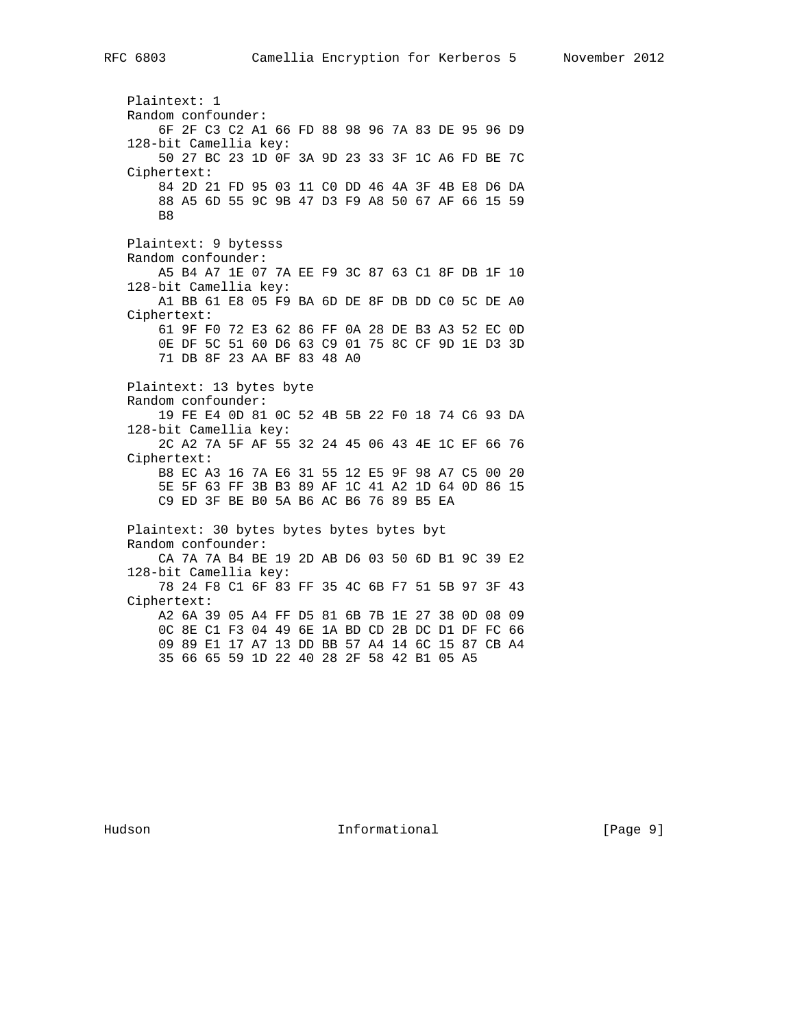```
   Plaintext: 1
   Random confounder:
       6F 2F C3 C2 A1 66 FD 88 98 96 7A 83 DE 95 96 D9
   128-bit Camellia key:
       50 27 BC 23 1D 0F 3A 9D 23 33 3F 1C A6 FD BE 7C
   Ciphertext:
       84 2D 21 FD 95 03 11 C0 DD 46 4A 3F 4B E8 D6 DA
       88 A5 6D 55 9C 9B 47 D3 F9 A8 50 67 AF 66 15 59
       B8

   Plaintext: 9 bytesss
   Random confounder:
       A5 B4 A7 1E 07 7A EE F9 3C 87 63 C1 8F DB 1F 10
   128-bit Camellia key:
       A1 BB 61 E8 05 F9 BA 6D DE 8F DB DD C0 5C DE A0
   Ciphertext:
       61 9F F0 72 E3 62 86 FF 0A 28 DE B3 A3 52 EC 0D
       0E DF 5C 51 60 D6 63 C9 01 75 8C CF 9D 1E D3 3D
       71 DB 8F 23 AA BF 83 48 A0

   Plaintext: 13 bytes byte
   Random confounder:
       19 FE E4 0D 81 0C 52 4B 5B 22 F0 18 74 C6 93 DA
   128-bit Camellia key:
       2C A2 7A 5F AF 55 32 24 45 06 43 4E 1C EF 66 76
   Ciphertext:
       B8 EC A3 16 7A E6 31 55 12 E5 9F 98 A7 C5 00 20
       5E 5F 63 FF 3B B3 89 AF 1C 41 A2 1D 64 0D 86 15
       C9 ED 3F BE B0 5A B6 AC B6 76 89 B5 EA

   Plaintext: 30 bytes bytes bytes bytes byt
   Random confounder:
       CA 7A 7A B4 BE 19 2D AB D6 03 50 6D B1 9C 39 E2
   128-bit Camellia key:
       78 24 F8 C1 6F 83 FF 35 4C 6B F7 51 5B 97 3F 43
   Ciphertext:
       A2 6A 39 05 A4 FF D5 81 6B 7B 1E 27 38 0D 08 09
       0C 8E C1 F3 04 49 6E 1A BD CD 2B DC D1 DF FC 66
       09 89 E1 17 A7 13 DD BB 57 A4 14 6C 15 87 CB A4
       35 66 65 59 1D 22 40 28 2F 58 42 B1 05 A5
```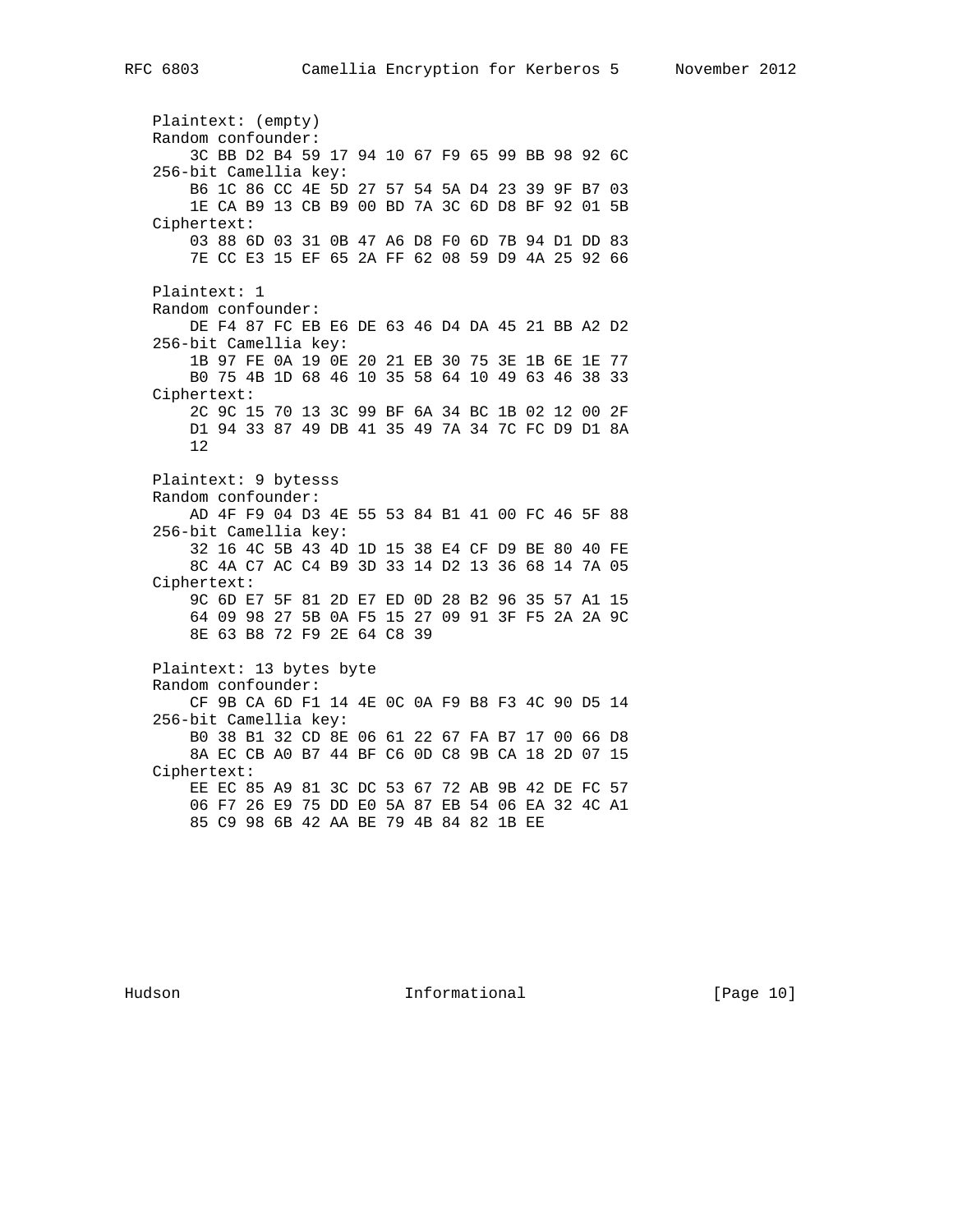```
   Plaintext: (empty)
   Random confounder:
       3C BB D2 B4 59 17 94 10 67 F9 65 99 BB 98 92 6C
   256-bit Camellia key:
       B6 1C 86 CC 4E 5D 27 57 54 5A D4 23 39 9F B7 03
       1E CA B9 13 CB B9 00 BD 7A 3C 6D D8 BF 92 01 5B
   Ciphertext:
       03 88 6D 03 31 0B 47 A6 D8 F0 6D 7B 94 D1 DD 83
       7E CC E3 15 EF 65 2A FF 62 08 59 D9 4A 25 92 66

   Plaintext: 1
   Random confounder:
       DE F4 87 FC EB E6 DE 63 46 D4 DA 45 21 BB A2 D2
   256-bit Camellia key:
       1B 97 FE 0A 19 0E 20 21 EB 30 75 3E 1B 6E 1E 77
       B0 75 4B 1D 68 46 10 35 58 64 10 49 63 46 38 33
   Ciphertext:
       2C 9C 15 70 13 3C 99 BF 6A 34 BC 1B 02 12 00 2F
       D1 94 33 87 49 DB 41 35 49 7A 34 7C FC D9 D1 8A
       12

   Plaintext: 9 bytesss
   Random confounder:
       AD 4F F9 04 D3 4E 55 53 84 B1 41 00 FC 46 5F 88
   256-bit Camellia key:
       32 16 4C 5B 43 4D 1D 15 38 E4 CF D9 BE 80 40 FE
       8C 4A C7 AC C4 B9 3D 33 14 D2 13 36 68 14 7A 05
   Ciphertext:
       9C 6D E7 5F 81 2D E7 ED 0D 28 B2 96 35 57 A1 15
       64 09 98 27 5B 0A F5 15 27 09 91 3F F5 2A 2A 9C
       8E 63 B8 72 F9 2E 64 C8 39

   Plaintext: 13 bytes byte
   Random confounder:
       CF 9B CA 6D F1 14 4E 0C 0A F9 B8 F3 4C 90 D5 14
   256-bit Camellia key:
       B0 38 B1 32 CD 8E 06 61 22 67 FA B7 17 00 66 D8
       8A EC CB A0 B7 44 BF C6 0D C8 9B CA 18 2D 07 15
   Ciphertext:
       EE EC 85 A9 81 3C DC 53 67 72 AB 9B 42 DE FC 57
       06 F7 26 E9 75 DD E0 5A 87 EB 54 06 EA 32 4C A1
       85 C9 98 6B 42 AA BE 79 4B 84 82 1B EE
```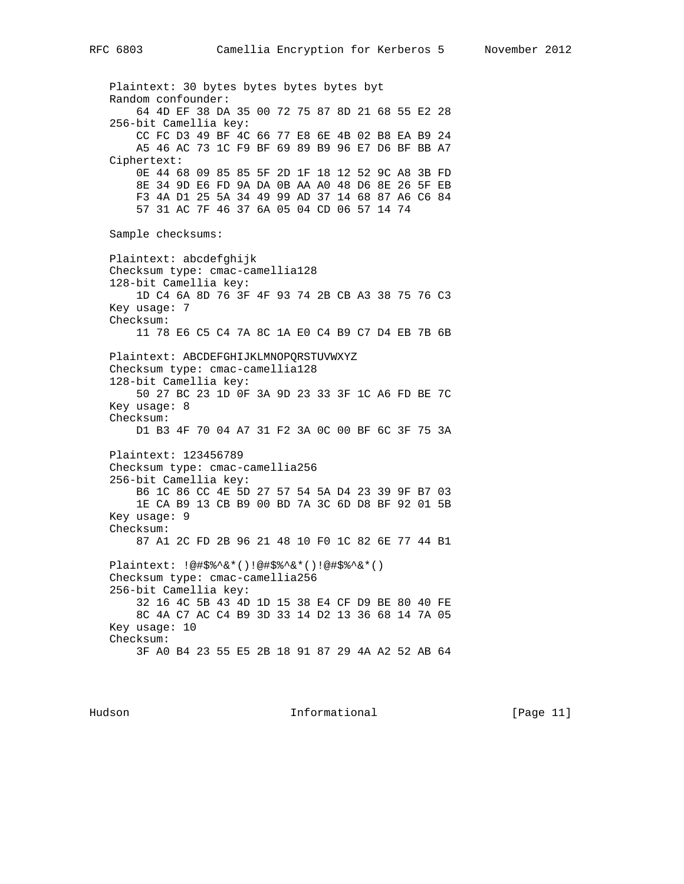```
Plaintext: 30 bytes bytes bytes bytes byt
Random confounder:
    64 4D EF 38 DA 35 00 72 75 87 8D 21 68 55 E2 28
256-bit Camellia key:
    CC FC D3 49 BF 4C 66 77 E8 6E 4B 02 B8 EA B9 24
    A5 46 AC 73 1C F9 BF 69 89 B9 96 E7 D6 BF BB A7
Ciphertext:
    0E 44 68 09 85 85 5F 2D 1F 18 12 52 9C A8 3B FD
    8E 34 9D E6 FD 9A DA 0B AA A0 48 D6 8E 26 5F EB
    F3 4A D1 25 5A 34 49 99 AD 37 14 68 87 A6 C6 84
    57 31 AC 7F 46 37 6A 05 04 CD 06 57 14 74

Sample checksums:

Plaintext: abcdefghijk
Checksum type: cmac-camellia128
128-bit Camellia key:
    1D C4 6A 8D 76 3F 4F 93 74 2B CB A3 38 75 76 C3
Key usage: 7
Checksum:
    11 78 E6 C5 C4 7A 8C 1A E0 C4 B9 C7 D4 EB 7B 6B

Plaintext: ABCDEFGHIJKLMNOPQRSTUVWXYZ
Checksum type: cmac-camellia128
128-bit Camellia key:
    50 27 BC 23 1D 0F 3A 9D 23 33 3F 1C A6 FD BE 7C
Key usage: 8
Checksum:
    D1 B3 4F 70 04 A7 31 F2 3A 0C 00 BF 6C 3F 75 3A

Plaintext: 123456789
Checksum type: cmac-camellia256
256-bit Camellia key:
    B6 1C 86 CC 4E 5D 27 57 54 5A D4 23 39 9F B7 03
    1E CA B9 13 CB B9 00 BD 7A 3C 6D D8 BF 92 01 5B
Key usage: 9
Checksum:
    87 A1 2C FD 2B 96 21 48 10 F0 1C 82 6E 77 44 B1

Plaintext: !@#$%^&*()!@#$%^&*()!@#$%^&*()
Checksum type: cmac-camellia256
256-bit Camellia key:
    32 16 4C 5B 43 4D 1D 15 38 E4 CF D9 BE 80 40 FE
    8C 4A C7 AC C4 B9 3D 33 14 D2 13 36 68 14 7A 05
Key usage: 10
Checksum:
    3F A0 B4 23 55 E5 2B 18 91 87 29 4A A2 52 AB 64
```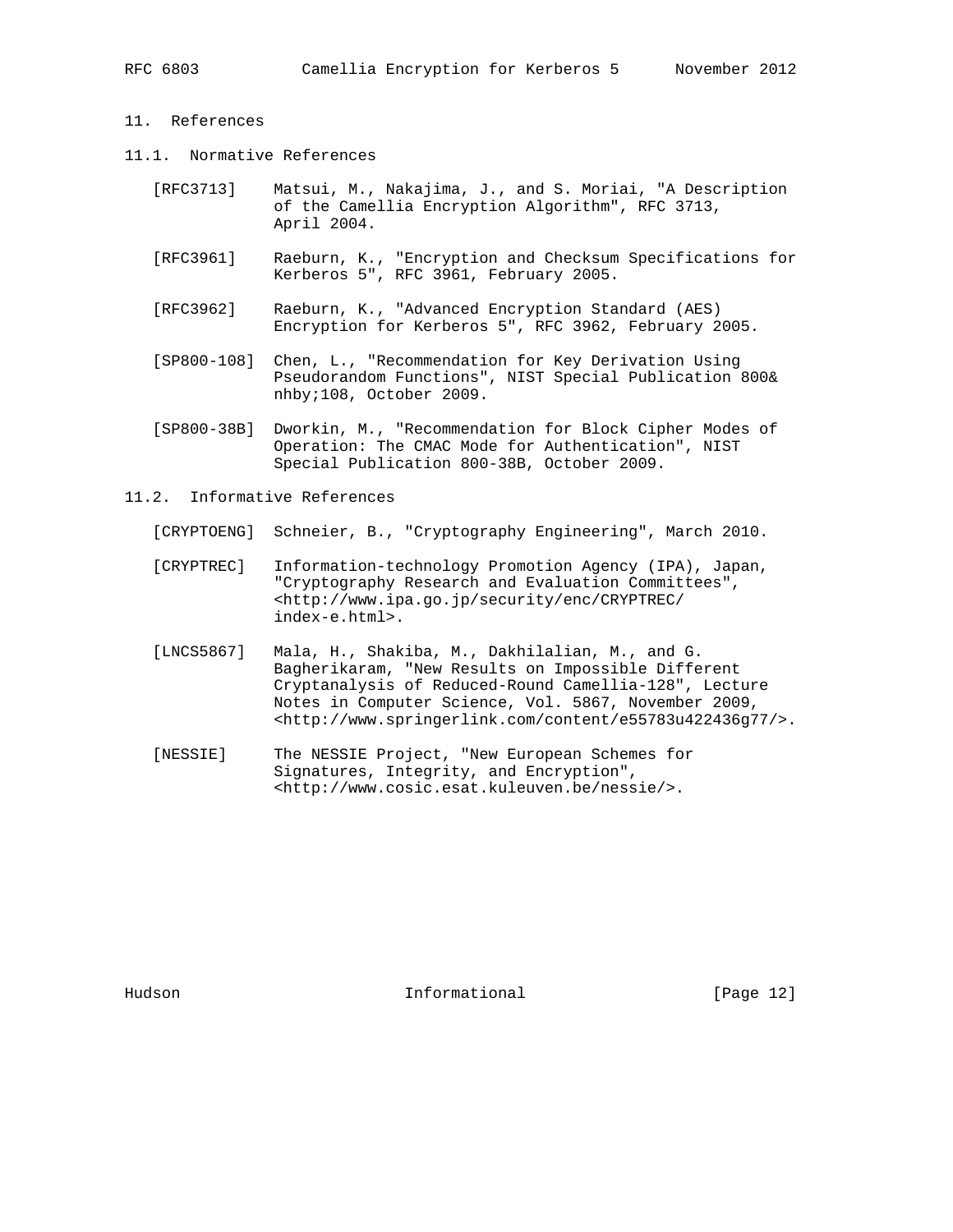## 11. References

### 11.1. Normative References

[RFC3713] Matsui, M., Nakajima, J., and S. Moriai, "A Description of the Camellia Encryption Algorithm", RFC 3713, April 2004.

[RFC3961] Raeburn, K., "Encryption and Checksum Specifications for Kerberos 5", RFC 3961, February 2005.

[RFC3962] Raeburn, K., "Advanced Encryption Standard (AES) Encryption for Kerberos 5", RFC 3962, February 2005.

[SP800-108] Chen, L., "Recommendation for Key Derivation Using Pseudorandom Functions", NIST Special Publication 800&nhby;108, October 2009.

[SP800-38B] Dworkin, M., "Recommendation for Block Cipher Modes of Operation: The CMAC Mode for Authentication", NIST Special Publication 800-38B, October 2009.

### 11.2. Informative References

[CRYPTOENG] Schneier, B., "Cryptography Engineering", March 2010.

[CRYPTREC] Information-technology Promotion Agency (IPA), Japan, "Cryptography Research and Evaluation Committees", <http://www.ipa.go.jp/security/enc/CRYPTREC/index-e.html>.

[LNCS5867] Mala, H., Shakiba, M., Dakhilalian, M., and G. Bagherikaram, "New Results on Impossible Different Cryptanalysis of Reduced-Round Camellia-128", Lecture Notes in Computer Science, Vol. 5867, November 2009, <http://www.springerlink.com/content/e55783u422436g77/>.

[NESSIE] The NESSIE Project, "New European Schemes for Signatures, Integrity, and Encryption", <http://www.cosic.esat.kuleuven.be/nessie/>.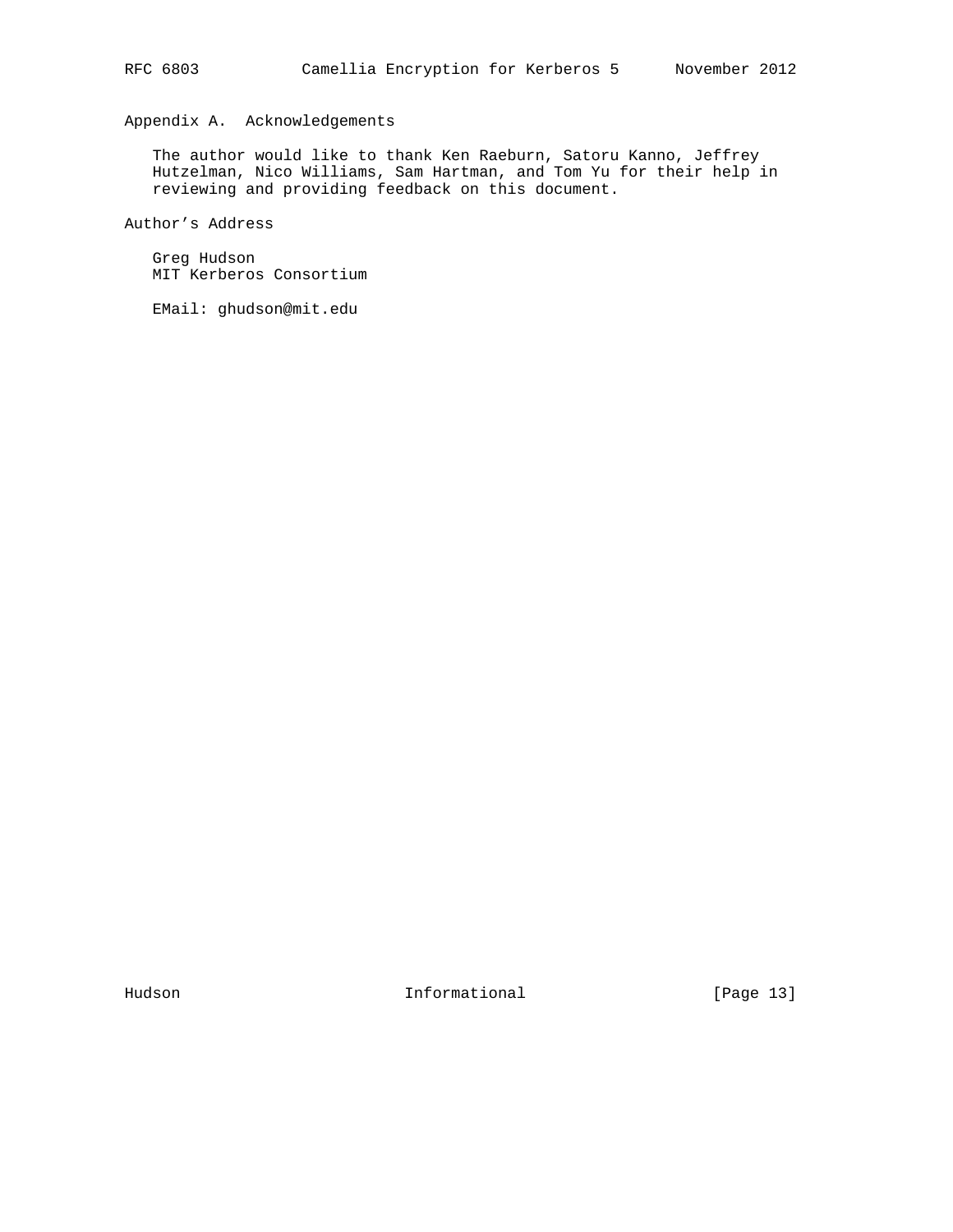## Appendix A. Acknowledgements

The author would like to thank Ken Raeburn, Satoru Kanno, Jeffrey Hutzelman, Nico Williams, Sam Hartman, and Tom Yu for their help in reviewing and providing feedback on this document.

## Author's Address

Greg Hudson
MIT Kerberos Consortium

EMail: ghudson@mit.edu